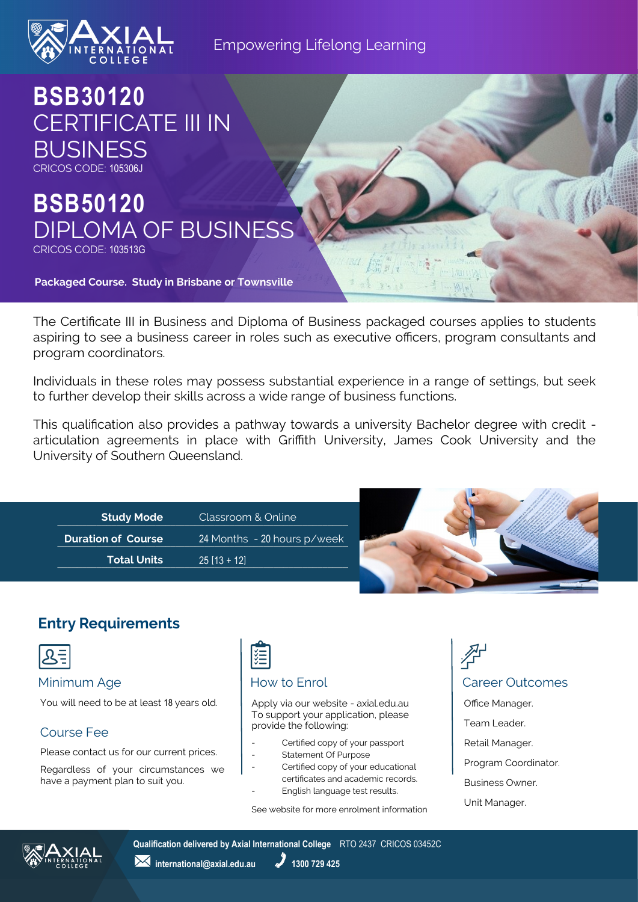Empowering Lifelong Learning

# BSB30120 CERTIFICATE III IN BUSINESS

CRICOS CODE: 105306J

# BSB50120 DIPLOMA OF BUSINESS

CRICOS CODE: 103513G

**Packaged Course. Study in Brisbane or Townsville**

The Certificate III in Business and Diploma of Business packaged courses applies to students aspiring to see a business career in roles such as executive officers, program consultants and program coordinators.

Individuals in these roles may possess substantial experience in a range of settings, but seek to further develop their skills across a wide range of business functions.

This qualification also provides a pathway towards a university Bachelor degree with credit - articulation agreements in place with Griffith University, James Cook University and the University of Southern Queensland.

| | |
|---|---|
| **Study Mode** | Classroom & Online |
| **Duration of Course** | 24 Months - 20 hours p/week |
| **Total Units** | 25 [13 + 12] |

## Entry Requirements

### Minimum Age

You will need to be at least 18 years old.

### Course Fee

Please contact us for our current prices.

Regardless of your circumstances we have a payment plan to suit you.

### How to Enrol

Apply via our website - axial.edu.au
To support your application, please provide the following:

- Certified copy of your passport
- Statement Of Purpose
- Certified copy of your educational certificates and academic records.
- English language test results.

See website for more enrolment information

### Career Outcomes

Office Manager.

Team Leader.

Retail Manager.

Program Coordinator.

Business Owner.

Unit Manager.

**Qualification delivered by Axial International College** RTO 2437 CRICOS 03452C

**international@axial.edu.au** **1300 729 425**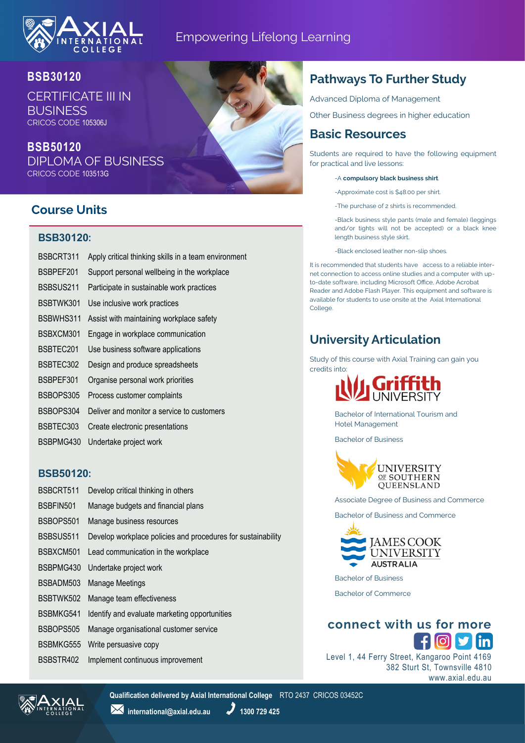Empowering Lifelong Learning

**BSB30120**

CERTIFICATE III IN BUSINESS

CRICOS CODE 105306J

**BSB50120**

DIPLOMA OF BUSINESS

CRICOS CODE 103513G

## Course Units

### BSB30120:

| | |
|---|---|
| BSBCRT311 | Apply critical thinking skills in a team environment |
| BSBPEF201 | Support personal wellbeing in the workplace |
| BSBSUS211 | Participate in sustainable work practices |
| BSBTWK301 | Use inclusive work practices |
| BSBWHS311 | Assist with maintaining workplace safety |
| BSBXCM301 | Engage in workplace communication |
| BSBTEC201 | Use business software applications |
| BSBTEC302 | Design and produce spreadsheets |
| BSBPEF301 | Organise personal work priorities |
| BSBOPS305 | Process customer complaints |
| BSBOPS304 | Deliver and monitor a service to customers |
| BSBTEC303 | Create electronic presentations |
| BSBPMG430 | Undertake project work |

### BSB50120:

| | |
|---|---|
| BSBCRT511 | Develop critical thinking in others |
| BSBFIN501 | Manage budgets and financial plans |
| BSBOPS501 | Manage business resources |
| BSBSUS511 | Develop workplace policies and procedures for sustainability |
| BSBXCM501 | Lead communication in the workplace |
| BSBPMG430 | Undertake project work |
| BSBADM503 | Manage Meetings |
| BSBTWK502 | Manage team effectiveness |
| BSBMKG541 | Identify and evaluate marketing opportunities |
| BSBOPS505 | Manage organisational customer service |
| BSBMKG555 | Write persuasive copy |
| BSBSTR402 | Implement continuous improvement |

## Pathways To Further Study

Advanced Diploma of Management

Other Business degrees in higher education

## Basic Resources

Students are required to have the following equipment for practical and live lessons:

-A **compulsory black business shirt**.

-Approximate cost is $48.00 per shirt.

-The purchase of 2 shirts is recommended.

-Black business style pants (male and female) (leggings and/or tights will not be accepted) or a black knee length business style skirt.

-Black enclosed leather non-slip shoes.

It is recommended that students have access to a reliable internet connection to access online studies and a computer with up-to-date software, including Microsoft Office, Adobe Acrobat Reader and Adobe Flash Player. This equipment and software is available for students to use onsite at the Axial International College.

## University Articulation

Study of this course with Axial Training can gain you credits into:

Griffith University

Bachelor of International Tourism and Hotel Management

Bachelor of Business

University of Southern Queensland

Associate Degree of Business and Commerce

Bachelor of Business and Commerce

James Cook University Australia

Bachelor of Business

Bachelor of Commerce

**connect with us for more**

Level 1, 44 Ferry Street, Kangaroo Point 4169
382 Sturt St, Townsville 4810
www.axial.edu.au

**Qualification delivered by Axial International College** RTO 2437 CRICOS 03452C

**international@axial.edu.au** **1300 729 425**